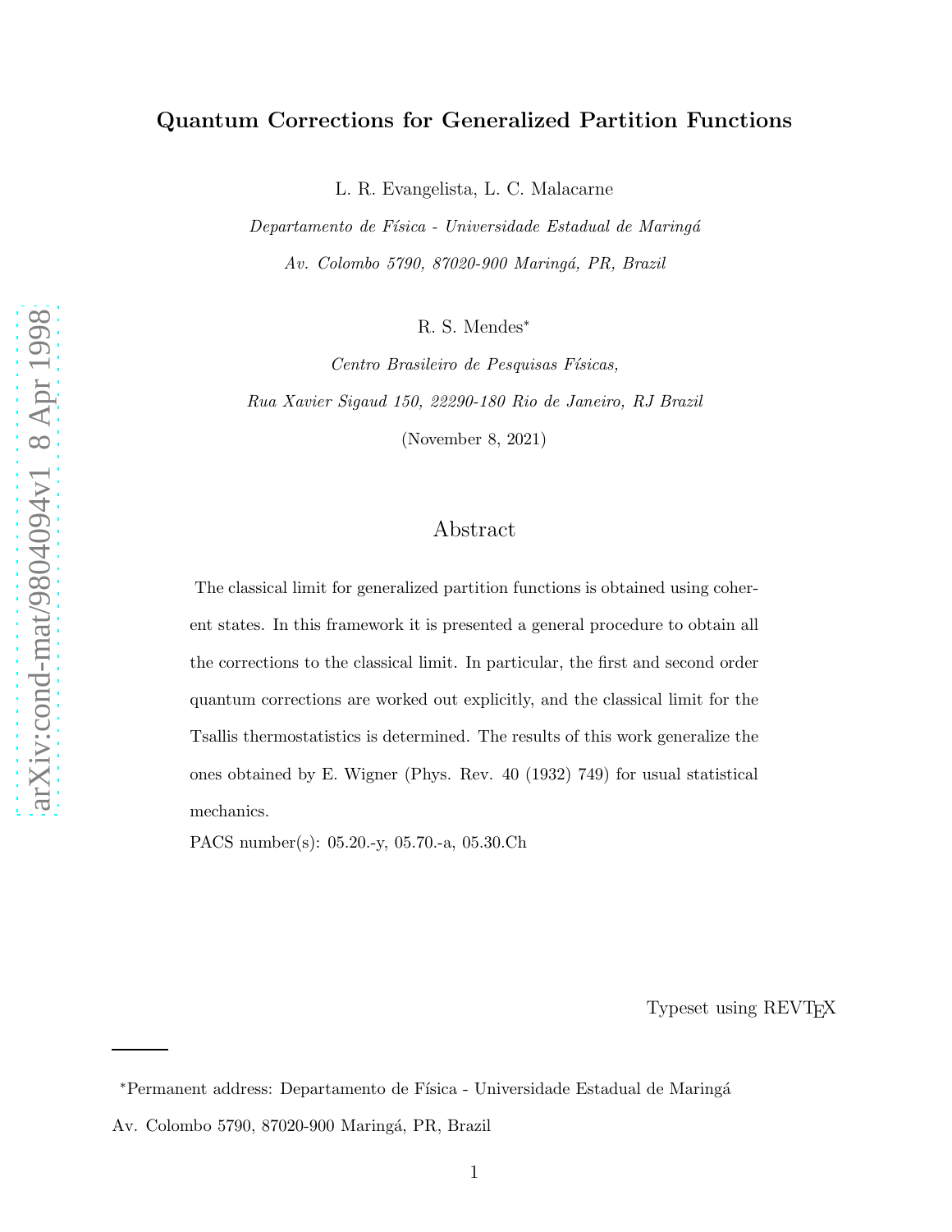# Quantum Corrections for Generalized Partition Functions

L. R. Evangelista, L. C. Malacarne

*Departamento de Física - Universidade Estadual de Maringá*

*Av. Colombo 5790, 87020-900 Maringá, PR, Brazil*

R. S. Mendes*

*Centro Brasileiro de Pesquisas Físicas,*

*Rua Xavier Sigaud 150, 22290-180 Rio de Janeiro, RJ Brazil*

(November 8, 2021)

## Abstract

The classical limit for generalized partition functions is obtained using coherent states. In this framework it is presented a general procedure to obtain all the corrections to the classical limit. In particular, the first and second order quantum corrections are worked out explicitly, and the classical limit for the Tsallis thermostatistics is determined. The results of this work generalize the ones obtained by E. Wigner (Phys. Rev. 40 (1932) 749) for usual statistical mechanics.

PACS number(s): 05.20.-y, 05.70.-a, 05.30.Ch

Typeset using REVTEX

*Permanent address: Departamento de Física - Universidade Estadual de Maringá Av. Colombo 5790, 87020-900 Maringá, PR, Brazil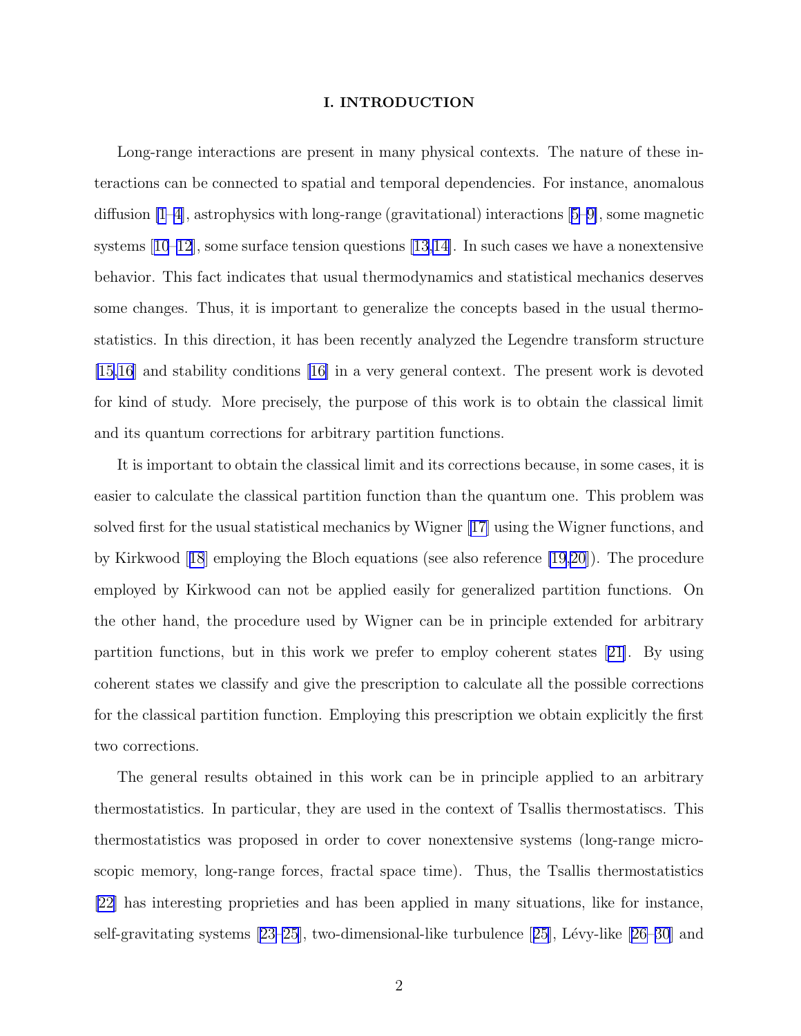## I. INTRODUCTION

Long-range interactions are present in many physical contexts. The nature of these interactions can be connected to spatial and temporal dependencies. For instance, anomalous diffusion [1–4], astrophysics with long-range (gravitational) interactions [5–9], some magnetic systems [10–12], some surface tension questions [13,14]. In such cases we have a nonextensive behavior. This fact indicates that usual thermodynamics and statistical mechanics deserves some changes. Thus, it is important to generalize the concepts based in the usual thermostatistics. In this direction, it has been recently analyzed the Legendre transform structure [15,16] and stability conditions [16] in a very general context. The present work is devoted for kind of study. More precisely, the purpose of this work is to obtain the classical limit and its quantum corrections for arbitrary partition functions.

It is important to obtain the classical limit and its corrections because, in some cases, it is easier to calculate the classical partition function than the quantum one. This problem was solved first for the usual statistical mechanics by Wigner [17] using the Wigner functions, and by Kirkwood [18] employing the Bloch equations (see also reference [19,20]). The procedure employed by Kirkwood can not be applied easily for generalized partition functions. On the other hand, the procedure used by Wigner can be in principle extended for arbitrary partition functions, but in this work we prefer to employ coherent states [21]. By using coherent states we classify and give the prescription to calculate all the possible corrections for the classical partition function. Employing this prescription we obtain explicitly the first two corrections.

The general results obtained in this work can be in principle applied to an arbitrary thermostatistics. In particular, they are used in the context of Tsallis thermostatiscs. This thermostatistics was proposed in order to cover nonextensive systems (long-range microscopic memory, long-range forces, fractal space time). Thus, the Tsallis thermostatistics [22] has interesting proprieties and has been applied in many situations, like for instance, self-gravitating systems [23–25], two-dimensional-like turbulence [25], Lévy-like [26–30] and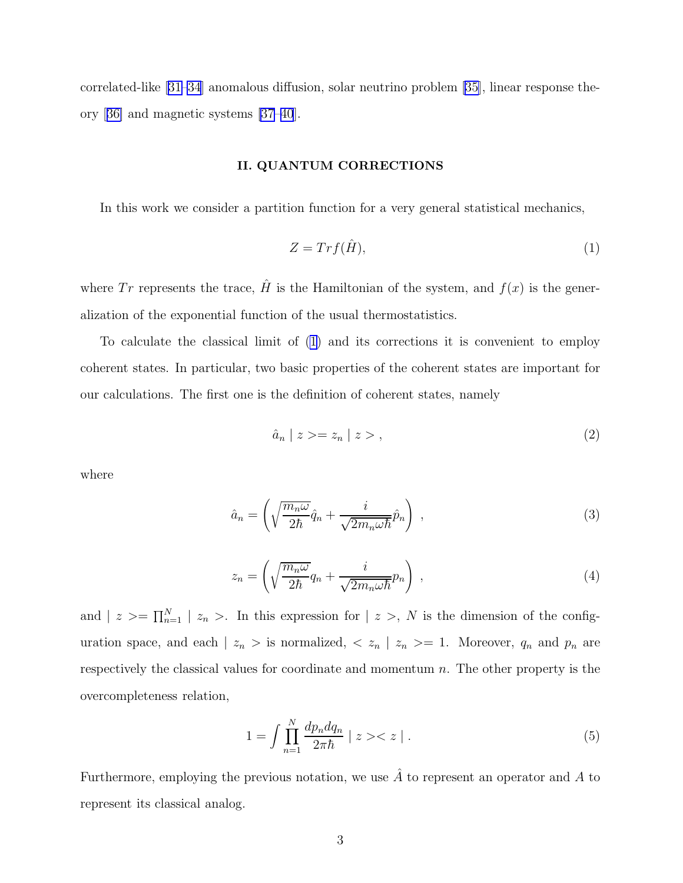correlated-like [31–34] anomalous diffusion, solar neutrino problem [35], linear response theory [36] and magnetic systems [37–40].

## II. QUANTUM CORRECTIONS

In this work we consider a partition function for a very general statistical mechanics,

$$Z = Tr f(\hat{H}), \tag{1}$$

where $Tr$ represents the trace, $\hat{H}$ is the Hamiltonian of the system, and $f(x)$ is the generalization of the exponential function of the usual thermostatistics.

To calculate the classical limit of (1) and its corrections it is convenient to employ coherent states. In particular, two basic properties of the coherent states are important for our calculations. The first one is the definition of coherent states, namely

$$\hat{a}_n \mid z >= z_n \mid z > , \tag{2}$$

where

$$\hat{a}_n = \left( \sqrt{\frac{m_n \omega}{2\hbar}} \hat{q}_n + \frac{i}{\sqrt{2 m_n \omega \hbar}} \hat{p}_n \right) , \tag{3}$$

$$z_n = \left( \sqrt{\frac{m_n \omega}{2\hbar}} q_n + \frac{i}{\sqrt{2 m_n \omega \hbar}} p_n \right) , \tag{4}$$

and $\mid z >= \prod_{n=1}^{N} \mid z_n >$. In this expression for $\mid z >$, $N$ is the dimension of the configuration space, and each $\mid z_n >$ is normalized, $< z_n \mid z_n >= 1$. Moreover, $q_n$ and $p_n$ are respectively the classical values for coordinate and momentum $n$. The other property is the overcompleteness relation,

$$1 = \int \prod_{n=1}^{N} \frac{dp_n dq_n}{2\pi\hbar} \mid z >< z \mid . \tag{5}$$

Furthermore, employing the previous notation, we use $\hat{A}$ to represent an operator and $A$ to represent its classical analog.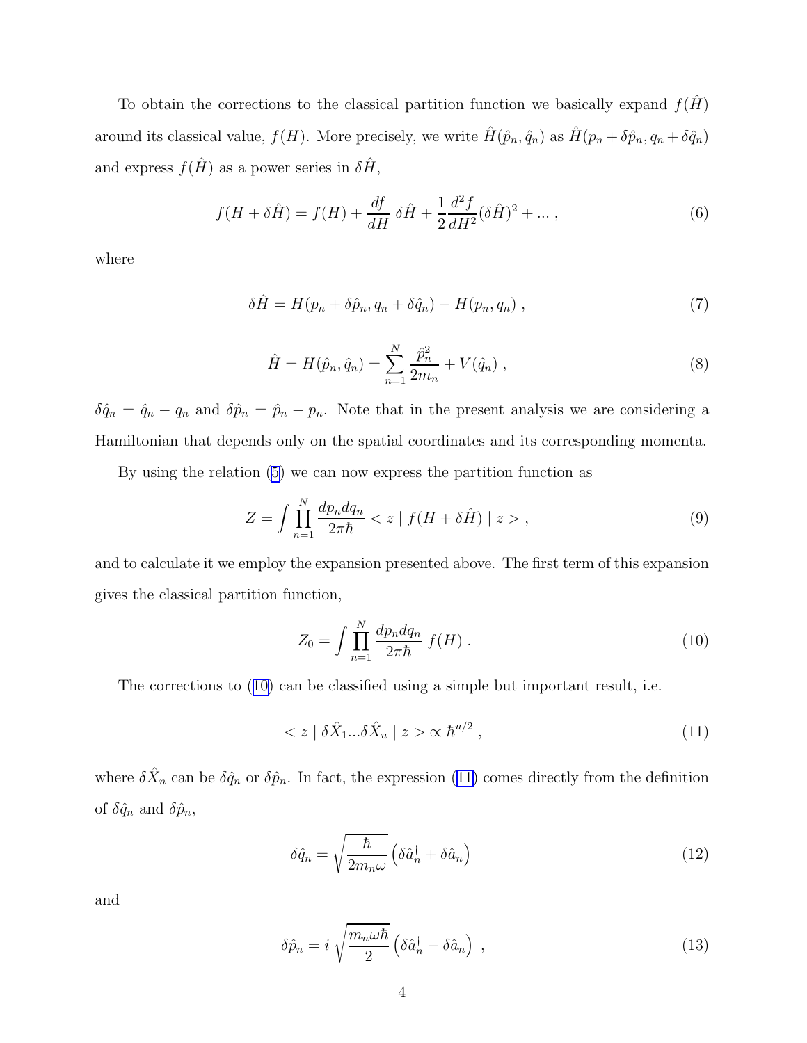To obtain the corrections to the classical partition function we basically expand $f(\hat{H})$ around its classical value, $f(H)$. More precisely, we write $\hat{H}(\hat{p}_n, \hat{q}_n)$ as $\hat{H}(p_n + \delta\hat{p}_n, q_n + \delta\hat{q}_n)$ and express $f(\hat{H})$ as a power series in $\delta\hat{H}$,

$$f(H + \delta\hat{H}) = f(H) + \frac{df}{dH}\,\delta\hat{H} + \frac{1}{2}\frac{d^2 f}{dH^2}(\delta\hat{H})^2 + \ldots \,, \tag{6}$$

where

$$\delta\hat{H} = H(p_n + \delta\hat{p}_n, q_n + \delta\hat{q}_n) - H(p_n, q_n) \,, \tag{7}$$

$$\hat{H} = H(\hat{p}_n, \hat{q}_n) = \sum_{n=1}^{N} \frac{\hat{p}_n^2}{2m_n} + V(\hat{q}_n) \,, \tag{8}$$

$\delta\hat{q}_n = \hat{q}_n - q_n$ and $\delta\hat{p}_n = \hat{p}_n - p_n$. Note that in the present analysis we are considering a Hamiltonian that depends only on the spatial coordinates and its corresponding momenta.

By using the relation (5) we can now express the partition function as

$$Z = \int \prod_{n=1}^{N} \frac{dp_n dq_n}{2\pi\hbar} < z \mid f(H + \delta\hat{H}) \mid z > \,, \tag{9}$$

and to calculate it we employ the expansion presented above. The first term of this expansion gives the classical partition function,

$$Z_0 = \int \prod_{n=1}^{N} \frac{dp_n dq_n}{2\pi\hbar}\, f(H) \,. \tag{10}$$

The corrections to (10) can be classified using a simple but important result, i.e.

$$< z \mid \delta\hat{X}_1 \ldots \delta\hat{X}_u \mid z > \propto \hbar^{u/2} \,, \tag{11}$$

where $\delta\hat{X}_n$ can be $\delta\hat{q}_n$ or $\delta\hat{p}_n$. In fact, the expression (11) comes directly from the definition of $\delta\hat{q}_n$ and $\delta\hat{p}_n$,

$$\delta\hat{q}_n = \sqrt{\frac{\hbar}{2m_n\omega}}\left(\delta\hat{a}_n^\dagger + \delta\hat{a}_n\right) \tag{12}$$

and

$$\delta\hat{p}_n = i\,\sqrt{\frac{m_n\omega\hbar}{2}}\left(\delta\hat{a}_n^\dagger - \delta\hat{a}_n\right) \,, \tag{13}$$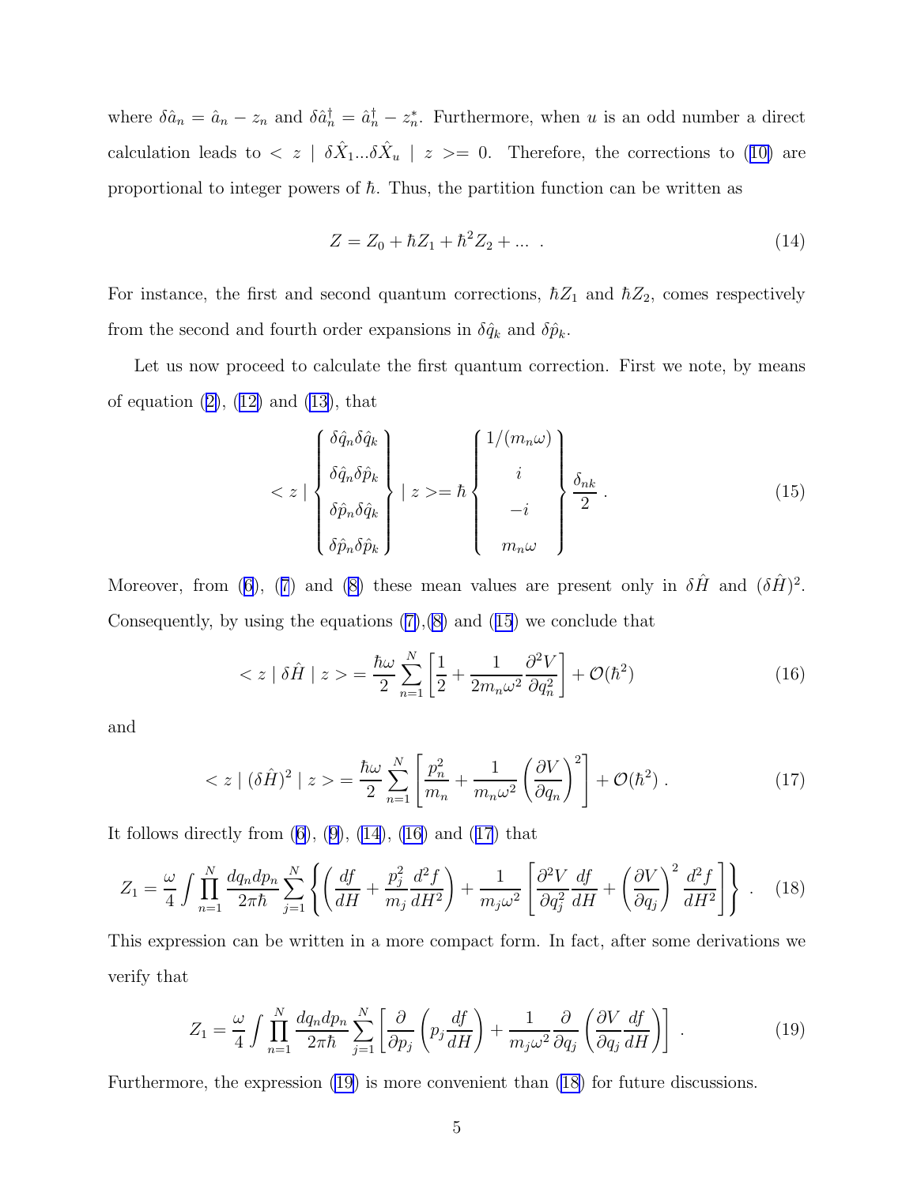where $\delta\hat{a}_n = \hat{a}_n - z_n$ and $\delta\hat{a}^\dagger_n = \hat{a}^\dagger_n - z^*_n$. Furthermore, when $u$ is an odd number a direct calculation leads to $< z \mid \delta\hat{X}_1 ... \delta\hat{X}_u \mid z >= 0$. Therefore, the corrections to (10) are proportional to integer powers of $\hbar$. Thus, the partition function can be written as

$$Z = Z_0 + \hbar Z_1 + \hbar^2 Z_2 + ... \ . \tag{14}$$

For instance, the first and second quantum corrections, $\hbar Z_1$ and $\hbar Z_2$, comes respectively from the second and fourth order expansions in $\delta\hat{q}_k$ and $\delta\hat{p}_k$.

Let us now proceed to calculate the first quantum correction. First we note, by means of equation (2), (12) and (13), that

$$< z \mid \left\{ \begin{array}{c} \delta\hat{q}_n\delta\hat{q}_k \\ \delta\hat{q}_n\delta\hat{p}_k \\ \delta\hat{p}_n\delta\hat{q}_k \\ \delta\hat{p}_n\delta\hat{p}_k \end{array} \right\} \mid z >= \hbar \left\{ \begin{array}{c} 1/(m_n\omega) \\ i \\ -i \\ m_n\omega \end{array} \right\} \frac{\delta_{nk}}{2} \ . \tag{15}$$

Moreover, from (6), (7) and (8) these mean values are present only in $\delta\hat{H}$ and $(\delta\hat{H})^2$. Consequently, by using the equations (7),(8) and (15) we conclude that

$$< z \mid \delta\hat{H} \mid z > = \frac{\hbar\omega}{2}\sum_{n=1}^{N}\left[\frac{1}{2} + \frac{1}{2m_n\omega^2}\frac{\partial^2 V}{\partial q_n^2}\right] + \mathcal{O}(\hbar^2) \tag{16}$$

and

$$< z \mid (\delta\hat{H})^2 \mid z > = \frac{\hbar\omega}{2}\sum_{n=1}^{N}\left[\frac{p_n^2}{m_n} + \frac{1}{m_n\omega^2}\left(\frac{\partial V}{\partial q_n}\right)^2\right] + \mathcal{O}(\hbar^2) \ . \tag{17}$$

It follows directly from (6), (9), (14), (16) and (17) that

$$Z_1 = \frac{\omega}{4}\int\prod_{n=1}^{N}\frac{dq_n dp_n}{2\pi\hbar}\sum_{j=1}^{N}\left\{\left(\frac{df}{dH} + \frac{p_j^2}{m_j}\frac{d^2 f}{dH^2}\right) + \frac{1}{m_j\omega^2}\left[\frac{\partial^2 V}{\partial q_j^2}\frac{df}{dH} + \left(\frac{\partial V}{\partial q_j}\right)^2\frac{d^2 f}{dH^2}\right]\right\} \ . \tag{18}$$

This expression can be written in a more compact form. In fact, after some derivations we verify that

$$Z_1 = \frac{\omega}{4}\int\prod_{n=1}^{N}\frac{dq_n dp_n}{2\pi\hbar}\sum_{j=1}^{N}\left[\frac{\partial}{\partial p_j}\left(p_j\frac{df}{dH}\right) + \frac{1}{m_j\omega^2}\frac{\partial}{\partial q_j}\left(\frac{\partial V}{\partial q_j}\frac{df}{dH}\right)\right] \ . \tag{19}$$

Furthermore, the expression (19) is more convenient than (18) for future discussions.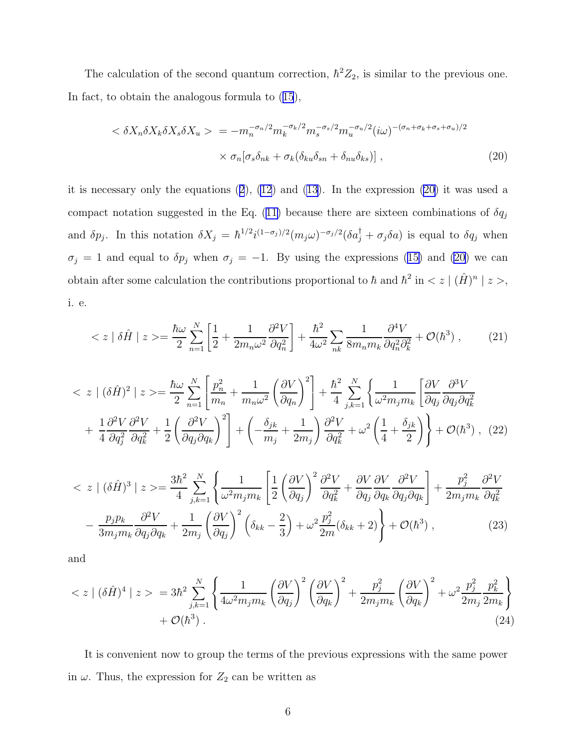The calculation of the second quantum correction, $\hbar^2 Z_2$, is similar to the previous one. In fact, to obtain the analogous formula to (15),

$$
\begin{aligned}
<\delta X_n \delta X_k \delta X_s \delta X_u> \; &= -m_n^{-\sigma_n/2} m_k^{-\sigma_k/2} m_s^{-\sigma_s/2} m_u^{-\sigma_u/2} (i\omega)^{-(\sigma_n+\sigma_k+\sigma_s+\sigma_u)/2} \\
&\quad \times \sigma_n [\sigma_s \delta_{nk} + \sigma_k (\delta_{ku}\delta_{sn} + \delta_{nu}\delta_{ks})] \,,
\end{aligned} \tag{20}
$$

it is necessary only the equations (2), (12) and (13). In the expression (20) it was used a compact notation suggested in the Eq. (11) because there are sixteen combinations of $\delta q_j$ and $\delta p_j$. In this notation $\delta X_j = \hbar^{1/2} i^{(1-\sigma_j)/2} (m_j \omega)^{-\sigma_j/2} (\delta a_j^\dagger + \sigma_j \delta a)$ is equal to $\delta q_j$ when $\sigma_j = 1$ and equal to $\delta p_j$ when $\sigma_j = -1$. By using the expressions (15) and (20) we can obtain after some calculation the contributions proportional to $\hbar$ and $\hbar^2$ in $< z \mid (\hat{H})^n \mid z >$, i. e.

$$
< z \mid \delta \hat{H} \mid z > = \frac{\hbar\omega}{2} \sum_{n=1}^{N} \left[ \frac{1}{2} + \frac{1}{2m_n\omega^2} \frac{\partial^2 V}{\partial q_n^2} \right] + \frac{\hbar^2}{4\omega^2} \sum_{nk} \frac{1}{8 m_n m_k} \frac{\partial^4 V}{\partial q_n^2 \partial_k^2} + \mathcal{O}(\hbar^3) \,, \tag{21}
$$

$$
\begin{aligned}
< z \mid (\delta \hat{H})^2 \mid z > &= \frac{\hbar\omega}{2} \sum_{n=1}^{N} \left[ \frac{p_n^2}{m_n} + \frac{1}{m_n \omega^2} \left( \frac{\partial V}{\partial q_n} \right)^2 \right] + \frac{\hbar^2}{4} \sum_{j,k=1}^{N} \left\{ \frac{1}{\omega^2 m_j m_k} \left[ \frac{\partial V}{\partial q_j} \frac{\partial^3 V}{\partial q_j \partial q_k^2} \right. \right. \\
&+ \left. \frac{1}{4} \frac{\partial^2 V}{\partial q_j^2} \frac{\partial^2 V}{\partial q_k^2} + \frac{1}{2} \left( \frac{\partial^2 V}{\partial q_j \partial q_k} \right)^2 \right] + \left. \left( -\frac{\delta_{jk}}{m_j} + \frac{1}{2m_j} \right) \frac{\partial^2 V}{\partial q_k^2} + \omega^2 \left( \frac{1}{4} + \frac{\delta_{jk}}{2} \right) \right\} + \mathcal{O}(\hbar^3) \,,
\end{aligned} \tag{22}
$$

$$
\begin{aligned}
< z \mid (\delta \hat{H})^3 \mid z > &= \frac{3\hbar^2}{4} \sum_{j,k=1}^{N} \left\{ \frac{1}{\omega^2 m_j m_k} \left[ \frac{1}{2} \left( \frac{\partial V}{\partial q_j} \right)^2 \frac{\partial^2 V}{\partial q_k^2} + \frac{\partial V}{\partial q_j} \frac{\partial V}{\partial q_k} \frac{\partial^2 V}{\partial q_j \partial q_k} \right] + \frac{p_j^2}{2 m_j m_k} \frac{\partial^2 V}{\partial q_k^2} \right. \\
&- \left. \frac{p_j p_k}{3 m_j m_k} \frac{\partial^2 V}{\partial q_j \partial q_k} + \frac{1}{2m_j} \left( \frac{\partial V}{\partial q_j} \right)^2 \left( \delta_{kk} - \frac{2}{3} \right) + \omega^2 \frac{p_j^2}{2m} (\delta_{kk} + 2) \right\} + \mathcal{O}(\hbar^3) \,,
\end{aligned} \tag{23}
$$

and

$$
\begin{aligned}
< z \mid (\delta \hat{H})^4 \mid z > \; &= 3\hbar^2 \sum_{j,k=1}^{N} \left\{ \frac{1}{4\omega^2 m_j m_k} \left( \frac{\partial V}{\partial q_j} \right)^2 \left( \frac{\partial V}{\partial q_k} \right)^2 + \frac{p_j^2}{2 m_j m_k} \left( \frac{\partial V}{\partial q_k} \right)^2 + \omega^2 \frac{p_j^2}{2m_j} \frac{p_k^2}{2m_k} \right\} \\
&\quad + \mathcal{O}(\hbar^3) \,.
\end{aligned} \tag{24}
$$

It is convenient now to group the terms of the previous expressions with the same power in $\omega$. Thus, the expression for $Z_2$ can be written as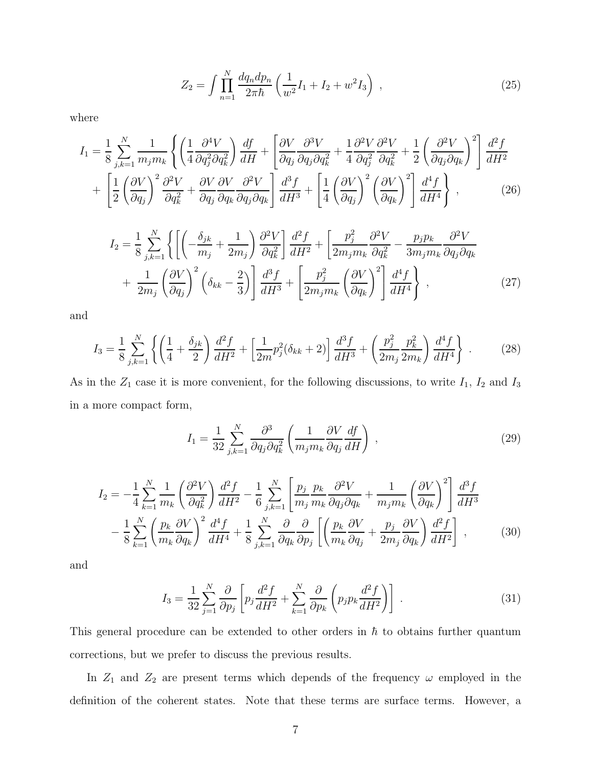$$Z_2 = \int \prod_{n=1}^{N} \frac{dq_n dp_n}{2\pi\hbar} \left( \frac{1}{w^2} I_1 + I_2 + w^2 I_3 \right) \,, \tag{25}$$

where

$$I_1 = \frac{1}{8} \sum_{j,k=1}^{N} \frac{1}{m_j m_k} \left\{ \left( \frac{1}{4} \frac{\partial^4 V}{\partial q_j^2 \partial q_k^2} \right) \frac{df}{dH} + \left[ \frac{\partial V}{\partial q_j} \frac{\partial^3 V}{\partial q_j \partial q_k^2} + \frac{1}{4} \frac{\partial^2 V}{\partial q_j^2} \frac{\partial^2 V}{\partial q_k^2} + \frac{1}{2} \left( \frac{\partial^2 V}{\partial q_j \partial q_k} \right)^2 \right] \frac{d^2 f}{dH^2} \right.$$
$$\left. + \left[ \frac{1}{2} \left( \frac{\partial V}{\partial q_j} \right)^2 \frac{\partial^2 V}{\partial q_k^2} + \frac{\partial V}{\partial q_j} \frac{\partial V}{\partial q_k} \frac{\partial^2 V}{\partial q_j \partial q_k} \right] \frac{d^3 f}{dH^3} + \left[ \frac{1}{4} \left( \frac{\partial V}{\partial q_j} \right)^2 \left( \frac{\partial V}{\partial q_k} \right)^2 \right] \frac{d^4 f}{dH^4} \right\} \,, \tag{26}$$

$$I_2 = \frac{1}{8} \sum_{j,k=1}^{N} \left\{ \left[ \left( -\frac{\delta_{jk}}{m_j} + \frac{1}{2m_j} \right) \frac{\partial^2 V}{\partial q_k^2} \right] \frac{d^2 f}{dH^2} + \left[ \frac{p_j^2}{2m_j m_k} \frac{\partial^2 V}{\partial q_k^2} - \frac{p_j p_k}{3 m_j m_k} \frac{\partial^2 V}{\partial q_j \partial q_k} \right. \right.$$
$$\left. \left. + \frac{1}{2m_j} \left( \frac{\partial V}{\partial q_j} \right)^2 \left( \delta_{kk} - \frac{2}{3} \right) \right] \frac{d^3 f}{dH^3} + \left[ \frac{p_j^2}{2m_j m_k} \left( \frac{\partial V}{\partial q_k} \right)^2 \right] \frac{d^4 f}{dH^4} \right\} \,, \tag{27}$$

and

$$I_3 = \frac{1}{8} \sum_{j,k=1}^{N} \left\{ \left( \frac{1}{4} + \frac{\delta_{jk}}{2} \right) \frac{d^2 f}{dH^2} + \left[ \frac{1}{2m} p_j^2 (\delta_{kk} + 2) \right] \frac{d^3 f}{dH^3} + \left( \frac{p_j^2}{2m_j} \frac{p_k^2}{2m_k} \right) \frac{d^4 f}{dH^4} \right\} \,. \tag{28}$$

As in the $Z_1$ case it is more convenient, for the following discussions, to write $I_1$, $I_2$ and $I_3$ in a more compact form,

$$I_1 = \frac{1}{32} \sum_{j,k=1}^{N} \frac{\partial^3}{\partial q_j \partial q_k^2} \left( \frac{1}{m_j m_k} \frac{\partial V}{\partial q_j} \frac{df}{dH} \right) \,, \tag{29}$$

$$I_2 = -\frac{1}{4} \sum_{k=1}^{N} \frac{1}{m_k} \left( \frac{\partial^2 V}{\partial q_k^2} \right) \frac{d^2 f}{dH^2} - \frac{1}{6} \sum_{j,k=1}^{N} \left[ \frac{p_j}{m_j} \frac{p_k}{m_k} \frac{\partial^2 V}{\partial q_j \partial q_k} + \frac{1}{m_j m_k} \left( \frac{\partial V}{\partial q_k} \right)^2 \right] \frac{d^3 f}{dH^3}$$
$$- \frac{1}{8} \sum_{k=1}^{N} \left( \frac{p_k}{m_k} \frac{\partial V}{\partial q_k} \right)^2 \frac{d^4 f}{dH^4} + \frac{1}{8} \sum_{j,k=1}^{N} \frac{\partial}{\partial q_k} \frac{\partial}{\partial p_j} \left[ \left( \frac{p_k}{m_k} \frac{\partial V}{\partial q_j} + \frac{p_j}{2m_j} \frac{\partial V}{\partial q_k} \right) \frac{d^2 f}{dH^2} \right] \,, \tag{30}$$

and

$$I_3 = \frac{1}{32} \sum_{j=1}^{N} \frac{\partial}{\partial p_j} \left[ p_j \frac{d^2 f}{dH^2} + \sum_{k=1}^{N} \frac{\partial}{\partial p_k} \left( p_j p_k \frac{d^2 f}{dH^2} \right) \right] \,. \tag{31}$$

This general procedure can be extended to other orders in $\hbar$ to obtains further quantum corrections, but we prefer to discuss the previous results.

In $Z_1$ and $Z_2$ are present terms which depends of the frequency $\omega$ employed in the definition of the coherent states. Note that these terms are surface terms. However, a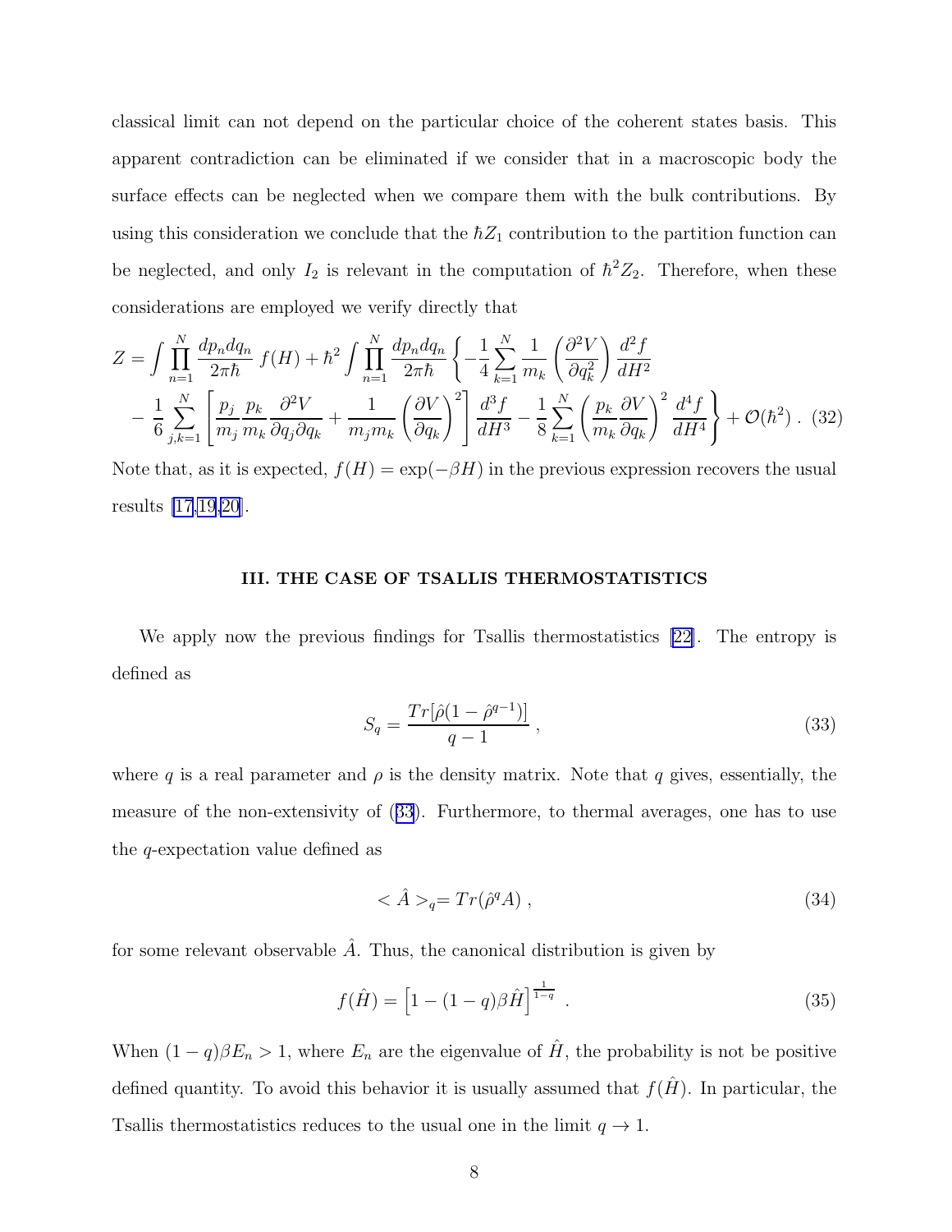classical limit can not depend on the particular choice of the coherent states basis. This apparent contradiction can be eliminated if we consider that in a macroscopic body the surface effects can be neglected when we compare them with the bulk contributions. By using this consideration we conclude that the $\hbar Z_1$ contribution to the partition function can be neglected, and only $I_2$ is relevant in the computation of $\hbar^2 Z_2$. Therefore, when these considerations are employed we verify directly that

$$Z = \int \prod_{n=1}^{N} \frac{dp_n dq_n}{2\pi\hbar}\, f(H) + \hbar^2 \int \prod_{n=1}^{N} \frac{dp_n dq_n}{2\pi\hbar} \left\{ -\frac{1}{4} \sum_{k=1}^{N} \frac{1}{m_k} \left( \frac{\partial^2 V}{\partial q_k^2} \right) \frac{d^2 f}{dH^2} \right.$$
$$\left. - \frac{1}{6} \sum_{j,k=1}^{N} \left[ \frac{p_j}{m_j} \frac{p_k}{m_k} \frac{\partial^2 V}{\partial q_j \partial q_k} + \frac{1}{m_j m_k} \left( \frac{\partial V}{\partial q_k} \right)^2 \right] \frac{d^3 f}{dH^3} - \frac{1}{8} \sum_{k=1}^{N} \left( \frac{p_k}{m_k} \frac{\partial V}{\partial q_k} \right)^2 \frac{d^4 f}{dH^4} \right\} + \mathcal{O}(\hbar^2) \ . \quad (32)$$

Note that, as it is expected, $f(H) = \exp(-\beta H)$ in the previous expression recovers the usual results [17,19,20].

## III. THE CASE OF TSALLIS THERMOSTATISTICS

We apply now the previous findings for Tsallis thermostatistics [22]. The entropy is defined as

$$S_q = \frac{Tr[\hat{\rho}(1 - \hat{\rho}^{q-1})]}{q-1} \ , \quad (33)$$

where $q$ is a real parameter and $\rho$ is the density matrix. Note that $q$ gives, essentially, the measure of the non-extensivity of (33). Furthermore, to thermal averages, one has to use the $q$-expectation value defined as

$$< \hat{A} >_q = Tr(\hat{\rho}^q A) \ , \quad (34)$$

for some relevant observable $\hat{A}$. Thus, the canonical distribution is given by

$$f(\hat{H}) = \left[ 1 - (1-q)\beta \hat{H} \right]^{\frac{1}{1-q}} \ . \quad (35)$$

When $(1-q)\beta E_n > 1$, where $E_n$ are the eigenvalue of $\hat{H}$, the probability is not be positive defined quantity. To avoid this behavior it is usually assumed that $f(\hat{H})$. In particular, the Tsallis thermostatistics reduces to the usual one in the limit $q \to 1$.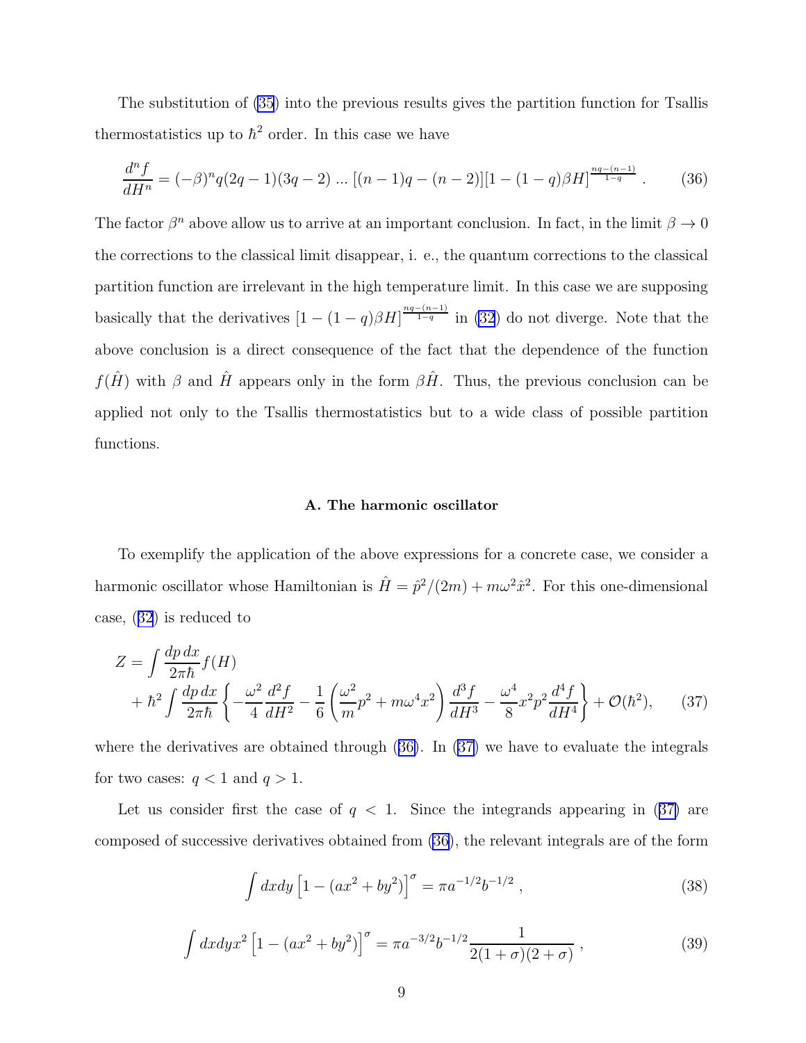The substitution of (35) into the previous results gives the partition function for Tsallis thermostatistics up to $\hbar^2$ order. In this case we have

$$\frac{d^n f}{dH^n} = (-\beta)^n q(2q-1)(3q-2)\,...\,[(n-1)q-(n-2)][1-(1-q)\beta H]^{\frac{nq-(n-1)}{1-q}} \ . \tag{36}$$

The factor $\beta^n$ above allow us to arrive at an important conclusion. In fact, in the limit $\beta \to 0$ the corrections to the classical limit disappear, i. e., the quantum corrections to the classical partition function are irrelevant in the high temperature limit. In this case we are supposing basically that the derivatives $[1-(1-q)\beta H]^{\frac{nq-(n-1)}{1-q}}$ in (32) do not diverge. Note that the above conclusion is a direct consequence of the fact that the dependence of the function $f(\hat{H})$ with $\beta$ and $\hat{H}$ appears only in the form $\beta\hat{H}$. Thus, the previous conclusion can be applied not only to the Tsallis thermostatistics but to a wide class of possible partition functions.

### A. The harmonic oscillator

To exemplify the application of the above expressions for a concrete case, we consider a harmonic oscillator whose Hamiltonian is $\hat{H} = \hat{p}^2/(2m) + m\omega^2\hat{x}^2$. For this one-dimensional case, (32) is reduced to

$$\begin{aligned} Z &= \int \frac{dp\,dx}{2\pi\hbar} f(H) \\ &+ \hbar^2 \int \frac{dp\,dx}{2\pi\hbar}\left\{-\frac{\omega^2}{4}\frac{d^2 f}{dH^2} - \frac{1}{6}\left(\frac{\omega^2}{m}p^2 + m\omega^4 x^2\right)\frac{d^3 f}{dH^3} - \frac{\omega^4}{8}x^2 p^2 \frac{d^4 f}{dH^4}\right\} + \mathcal{O}(\hbar^2), \end{aligned} \tag{37}$$

where the derivatives are obtained through (36). In (37) we have to evaluate the integrals for two cases: $q < 1$ and $q > 1$.

Let us consider first the case of $q < 1$. Since the integrands appearing in (37) are composed of successive derivatives obtained from (36), the relevant integrals are of the form

$$\int dxdy \left[1-(ax^2+by^2)\right]^{\sigma} = \pi a^{-1/2} b^{-1/2} \ , \tag{38}$$

$$\int dxdy x^2 \left[1-(ax^2+by^2)\right]^{\sigma} = \pi a^{-3/2} b^{-1/2} \frac{1}{2(1+\sigma)(2+\sigma)} \ , \tag{39}$$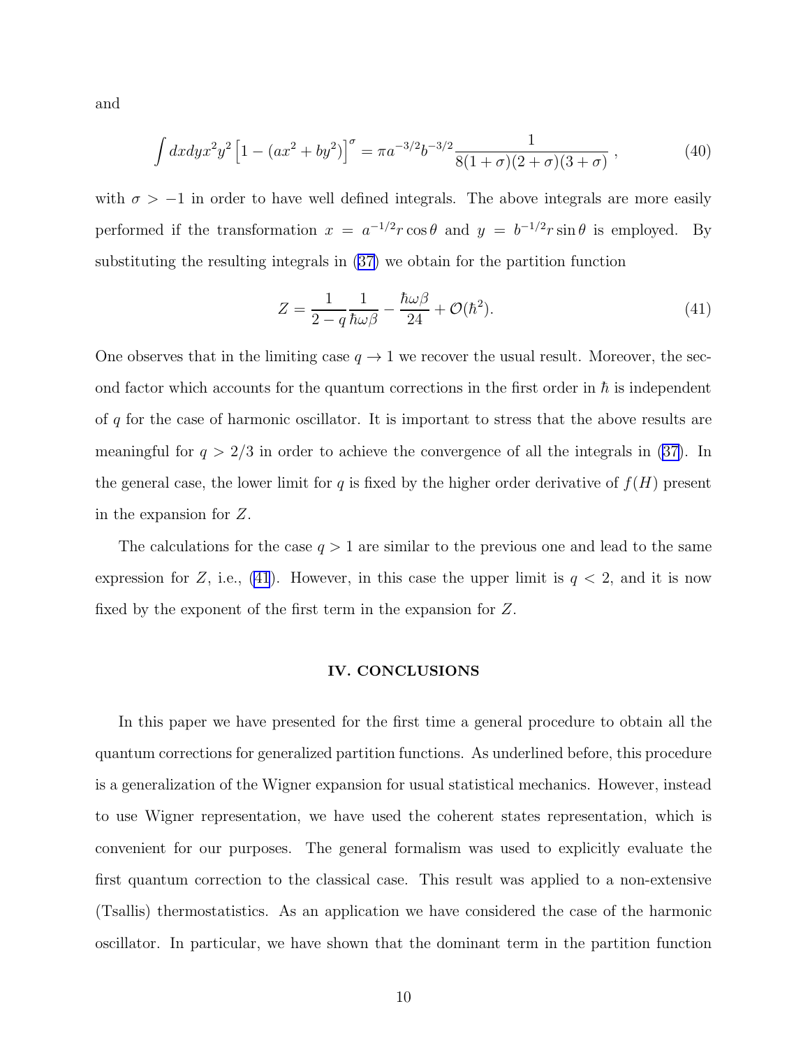and

$$\int dxdy x^2 y^2 \left[1 - (ax^2 + by^2)\right]^\sigma = \pi a^{-3/2} b^{-3/2} \frac{1}{8(1+\sigma)(2+\sigma)(3+\sigma)} \,, \tag{40}$$

with $\sigma > -1$ in order to have well defined integrals. The above integrals are more easily performed if the transformation $x = a^{-1/2} r \cos\theta$ and $y = b^{-1/2} r \sin\theta$ is employed. By substituting the resulting integrals in (37) we obtain for the partition function

$$Z = \frac{1}{2-q} \frac{1}{\hbar\omega\beta} - \frac{\hbar\omega\beta}{24} + \mathcal{O}(\hbar^2). \tag{41}$$

One observes that in the limiting case $q \to 1$ we recover the usual result. Moreover, the second factor which accounts for the quantum corrections in the first order in $\hbar$ is independent of $q$ for the case of harmonic oscillator. It is important to stress that the above results are meaningful for $q > 2/3$ in order to achieve the convergence of all the integrals in (37). In the general case, the lower limit for $q$ is fixed by the higher order derivative of $f(H)$ present in the expansion for $Z$.

The calculations for the case $q > 1$ are similar to the previous one and lead to the same expression for $Z$, i.e., (41). However, in this case the upper limit is $q < 2$, and it is now fixed by the exponent of the first term in the expansion for $Z$.

## IV. CONCLUSIONS

In this paper we have presented for the first time a general procedure to obtain all the quantum corrections for generalized partition functions. As underlined before, this procedure is a generalization of the Wigner expansion for usual statistical mechanics. However, instead to use Wigner representation, we have used the coherent states representation, which is convenient for our purposes. The general formalism was used to explicitly evaluate the first quantum correction to the classical case. This result was applied to a non-extensive (Tsallis) thermostatistics. As an application we have considered the case of the harmonic oscillator. In particular, we have shown that the dominant term in the partition function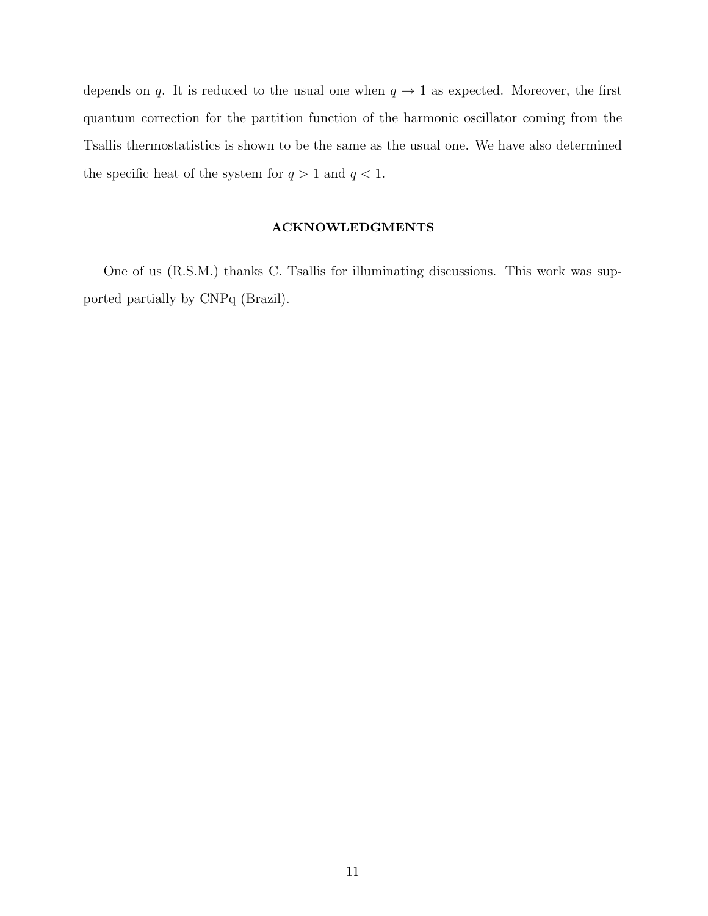depends on $q$. It is reduced to the usual one when $q \to 1$ as expected. Moreover, the first quantum correction for the partition function of the harmonic oscillator coming from the Tsallis thermostatistics is shown to be the same as the usual one. We have also determined the specific heat of the system for $q > 1$ and $q < 1$.

## ACKNOWLEDGMENTS

One of us (R.S.M.) thanks C. Tsallis for illuminating discussions. This work was supported partially by CNPq (Brazil).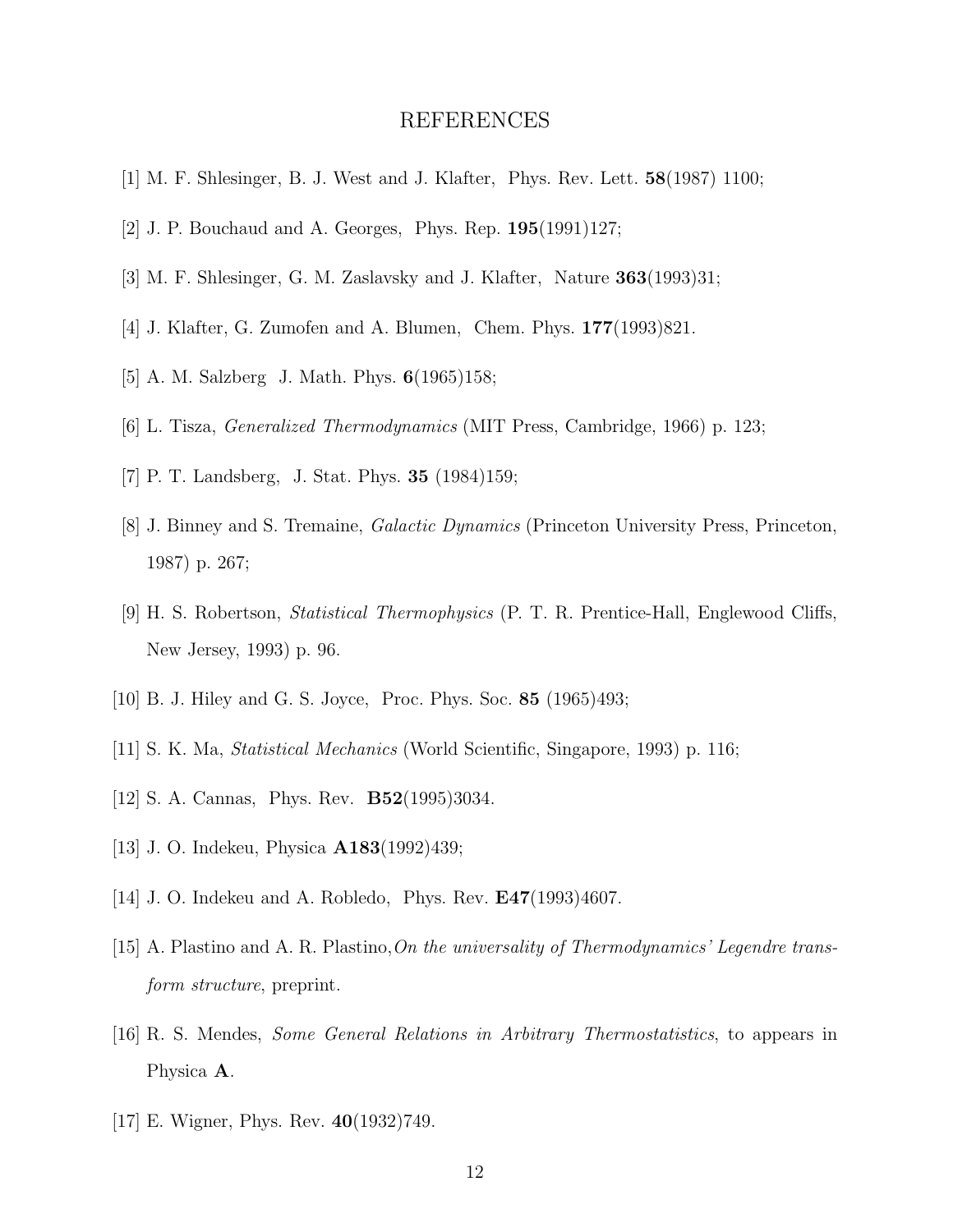# REFERENCES

[1] M. F. Shlesinger, B. J. West and J. Klafter, Phys. Rev. Lett. **58**(1987) 1100;

[2] J. P. Bouchaud and A. Georges, Phys. Rep. **195**(1991)127;

[3] M. F. Shlesinger, G. M. Zaslavsky and J. Klafter, Nature **363**(1993)31;

[4] J. Klafter, G. Zumofen and A. Blumen, Chem. Phys. **177**(1993)821.

[5] A. M. Salzberg J. Math. Phys. **6**(1965)158;

[6] L. Tisza, *Generalized Thermodynamics* (MIT Press, Cambridge, 1966) p. 123;

[7] P. T. Landsberg, J. Stat. Phys. **35** (1984)159;

[8] J. Binney and S. Tremaine, *Galactic Dynamics* (Princeton University Press, Princeton, 1987) p. 267;

[9] H. S. Robertson, *Statistical Thermophysics* (P. T. R. Prentice-Hall, Englewood Cliffs, New Jersey, 1993) p. 96.

[10] B. J. Hiley and G. S. Joyce, Proc. Phys. Soc. **85** (1965)493;

[11] S. K. Ma, *Statistical Mechanics* (World Scientific, Singapore, 1993) p. 116;

[12] S. A. Cannas, Phys. Rev. **B52**(1995)3034.

[13] J. O. Indekeu, Physica **A183**(1992)439;

[14] J. O. Indekeu and A. Robledo, Phys. Rev. **E47**(1993)4607.

[15] A. Plastino and A. R. Plastino,*On the universality of Thermodynamics' Legendre transform structure*, preprint.

[16] R. S. Mendes, *Some General Relations in Arbitrary Thermostatistics*, to appears in Physica **A**.

[17] E. Wigner, Phys. Rev. **40**(1932)749.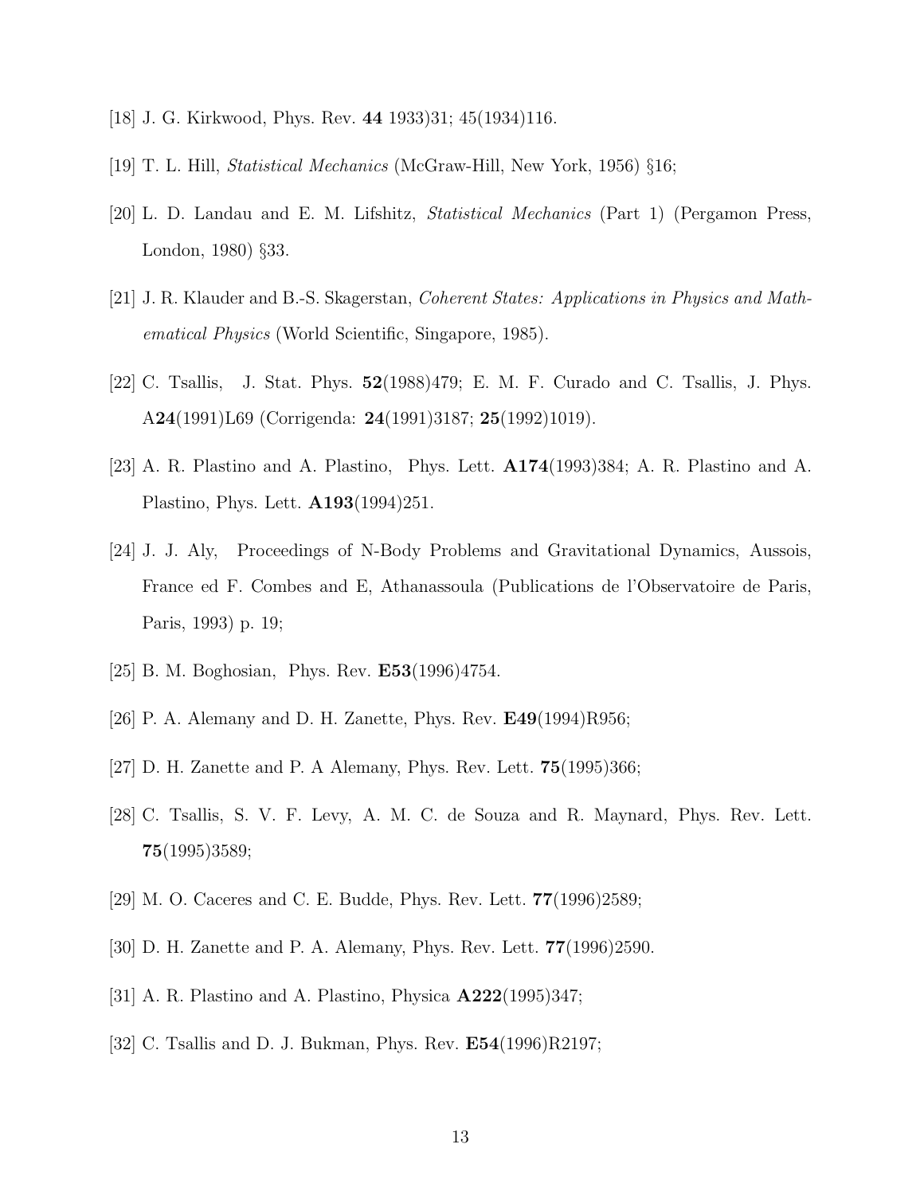[18] J. G. Kirkwood, Phys. Rev. **44** 1933)31; 45(1934)116.

[19] T. L. Hill, *Statistical Mechanics* (McGraw-Hill, New York, 1956) §16;

[20] L. D. Landau and E. M. Lifshitz, *Statistical Mechanics* (Part 1) (Pergamon Press, London, 1980) §33.

[21] J. R. Klauder and B.-S. Skagerstan, *Coherent States: Applications in Physics and Mathematical Physics* (World Scientific, Singapore, 1985).

[22] C. Tsallis, J. Stat. Phys. **52**(1988)479; E. M. F. Curado and C. Tsallis, J. Phys. A**24**(1991)L69 (Corrigenda: **24**(1991)3187; **25**(1992)1019).

[23] A. R. Plastino and A. Plastino, Phys. Lett. **A174**(1993)384; A. R. Plastino and A. Plastino, Phys. Lett. **A193**(1994)251.

[24] J. J. Aly, Proceedings of N-Body Problems and Gravitational Dynamics, Aussois, France ed F. Combes and E, Athanassoula (Publications de l'Observatoire de Paris, Paris, 1993) p. 19;

[25] B. M. Boghosian, Phys. Rev. **E53**(1996)4754.

[26] P. A. Alemany and D. H. Zanette, Phys. Rev. **E49**(1994)R956;

[27] D. H. Zanette and P. A Alemany, Phys. Rev. Lett. **75**(1995)366;

[28] C. Tsallis, S. V. F. Levy, A. M. C. de Souza and R. Maynard, Phys. Rev. Lett. **75**(1995)3589;

[29] M. O. Caceres and C. E. Budde, Phys. Rev. Lett. **77**(1996)2589;

[30] D. H. Zanette and P. A. Alemany, Phys. Rev. Lett. **77**(1996)2590.

[31] A. R. Plastino and A. Plastino, Physica **A222**(1995)347;

[32] C. Tsallis and D. J. Bukman, Phys. Rev. **E54**(1996)R2197;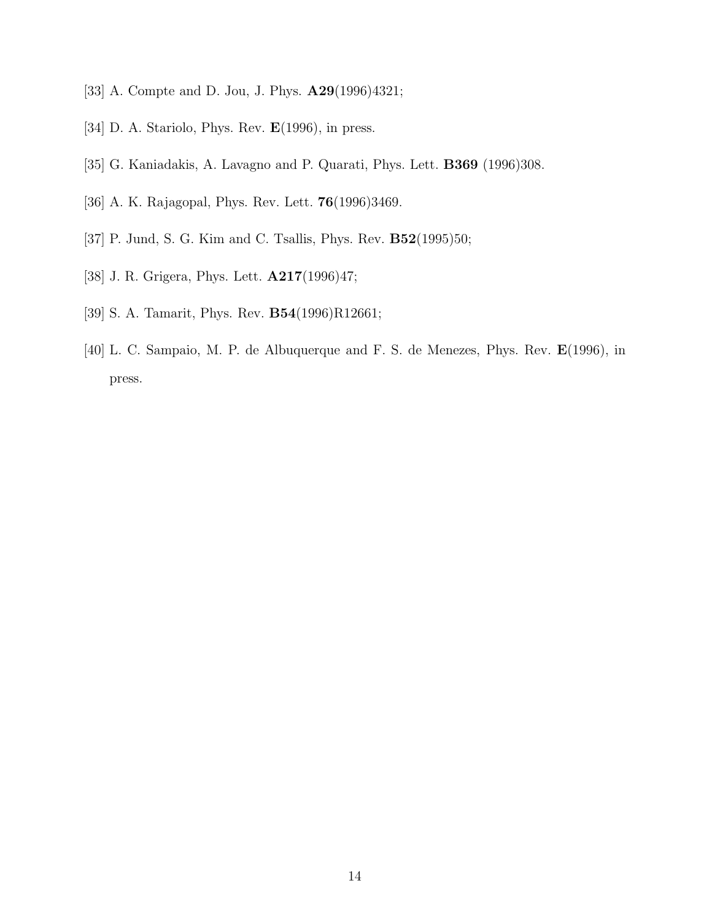[33] A. Compte and D. Jou, J. Phys. **A29**(1996)4321;

[34] D. A. Stariolo, Phys. Rev. **E**(1996), in press.

[35] G. Kaniadakis, A. Lavagno and P. Quarati, Phys. Lett. **B369** (1996)308.

[36] A. K. Rajagopal, Phys. Rev. Lett. **76**(1996)3469.

[37] P. Jund, S. G. Kim and C. Tsallis, Phys. Rev. **B52**(1995)50;

[38] J. R. Grigera, Phys. Lett. **A217**(1996)47;

[39] S. A. Tamarit, Phys. Rev. **B54**(1996)R12661;

[40] L. C. Sampaio, M. P. de Albuquerque and F. S. de Menezes, Phys. Rev. **E**(1996), in press.